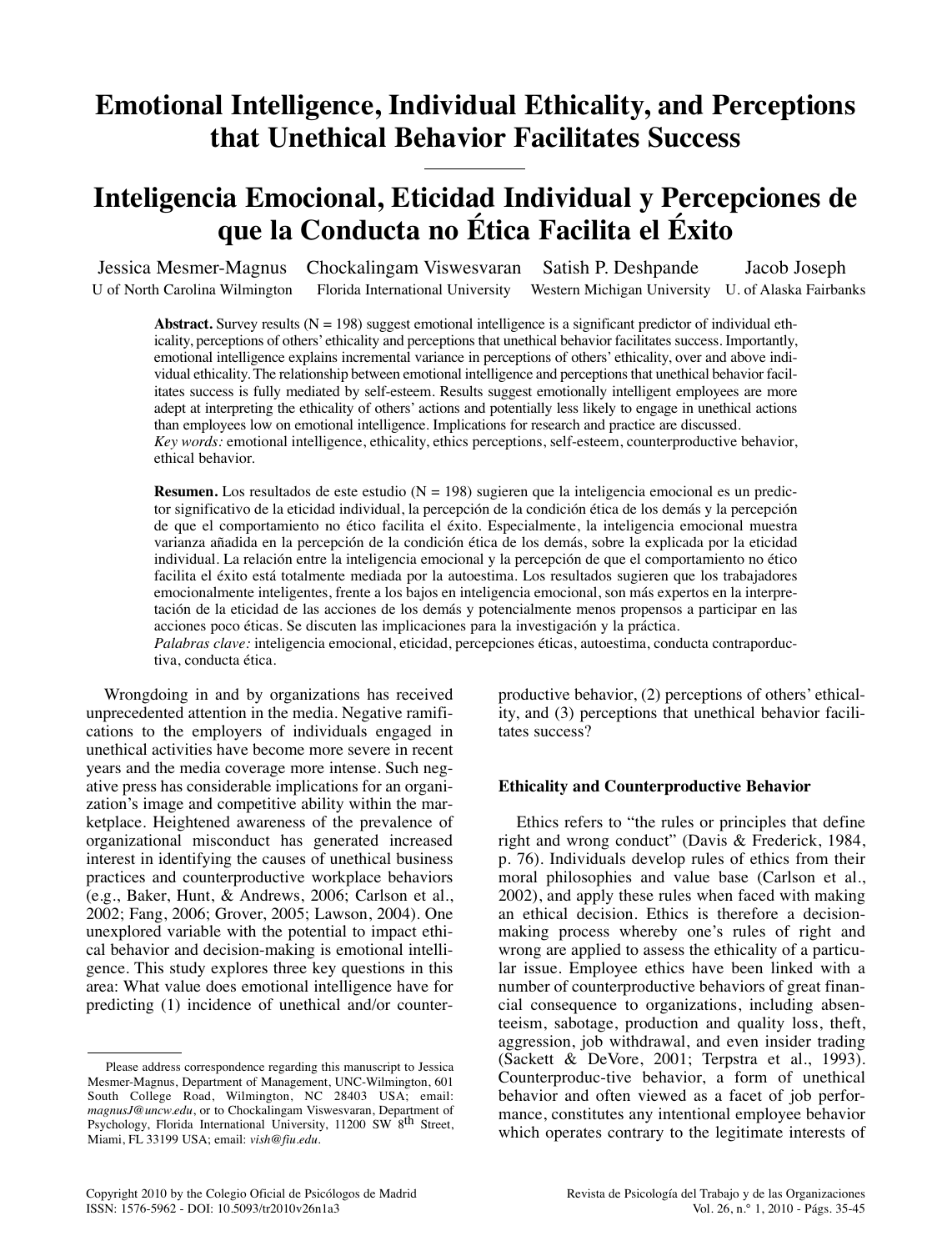# Emotional Intelligence, Individual Ethicality, and Perceptions that Unethical Behavior Facilitates Success

# Inteligencia Emocional, Eticidad Individual y Percepciones de que la Conducta no Ética Facilita el Éxito

Jessica Mesmer-Magnus, U of North Carolina Wilmington
Chockalingam Viswesvaran, Florida International University
Satish P. Deshpande, Western Michigan University
Jacob Joseph, U. of Alaska Fairbanks

**Abstract.** Survey results (N = 198) suggest emotional intelligence is a significant predictor of individual ethicality, perceptions of others' ethicality and perceptions that unethical behavior facilitates success. Importantly, emotional intelligence explains incremental variance in perceptions of others' ethicality, over and above individual ethicality. The relationship between emotional intelligence and perceptions that unethical behavior facilitates success is fully mediated by self-esteem. Results suggest emotionally intelligent employees are more adept at interpreting the ethicality of others' actions and potentially less likely to engage in unethical actions than employees low on emotional intelligence. Implications for research and practice are discussed.
*Key words:* emotional intelligence, ethicality, ethics perceptions, self-esteem, counterproductive behavior, ethical behavior.

**Resumen.** Los resultados de este estudio (N = 198) sugieren que la inteligencia emocional es un predictor significativo de la eticidad individual, la percepción de la condición ética de los demás y la percepción de que el comportamiento no ético facilita el éxito. Especialmente, la inteligencia emocional muestra varianza añadida en la percepción de la condición ética de los demás, sobre la explicada por la eticidad individual. La relación entre la inteligencia emocional y la percepción de que el comportamiento no ético facilita el éxito está totalmente mediada por la autoestima. Los resultados sugieren que los trabajadores emocionalmente inteligentes, frente a los bajos en inteligencia emocional, son más expertos en la interpretación de la eticidad de las acciones de los demás y potencialmente menos propensos a participar en las acciones poco éticas. Se discuten las implicaciones para la investigación y la práctica.
*Palabras clave:* inteligencia emocional, eticidad, percepciones éticas, autoestima, conducta contraporductiva, conducta ética.

Wrongdoing in and by organizations has received unprecedented attention in the media. Negative ramifications to the employers of individuals engaged in unethical activities have become more severe in recent years and the media coverage more intense. Such negative press has considerable implications for an organization's image and competitive ability within the marketplace. Heightened awareness of the prevalence of organizational misconduct has generated increased interest in identifying the causes of unethical business practices and counterproductive workplace behaviors (e.g., Baker, Hunt, & Andrews, 2006; Carlson et al., 2002; Fang, 2006; Grover, 2005; Lawson, 2004). One unexplored variable with the potential to impact ethical behavior and decision-making is emotional intelligence. This study explores three key questions in this area: What value does emotional intelligence have for predicting (1) incidence of unethical and/or counterproductive behavior, (2) perceptions of others' ethicality, and (3) perceptions that unethical behavior facilitates success?

## Ethicality and Counterproductive Behavior

Ethics refers to "the rules or principles that define right and wrong conduct" (Davis & Frederick, 1984, p. 76). Individuals develop rules of ethics from their moral philosophies and value base (Carlson et al., 2002), and apply these rules when faced with making an ethical decision. Ethics is therefore a decision-making process whereby one's rules of right and wrong are applied to assess the ethicality of a particular issue. Employee ethics have been linked with a number of counterproductive behaviors of great financial consequence to organizations, including absenteeism, sabotage, production and quality loss, theft, aggression, job withdrawal, and even insider trading (Sackett & DeVore, 2001; Terpstra et al., 1993). Counterproduc-tive behavior, a form of unethical behavior and often viewed as a facet of job performance, constitutes any intentional employee behavior which operates contrary to the legitimate interests of

Please address correspondence regarding this manuscript to Jessica Mesmer-Magnus, Department of Management, UNC-Wilmington, 601 South College Road, Wilmington, NC 28403 USA; email: *magnusJ@uncw.edu*, or to Chockalingam Viswesvaran, Department of Psychology, Florida International University, 11200 SW 8th Street, Miami, FL 33199 USA; email: *vish@fiu.edu*.

Copyright 2010 by the Colegio Oficial de Psicólogos de Madrid
ISSN: 1576-5962 - DOI: 10.5093/tr2010v26n1a3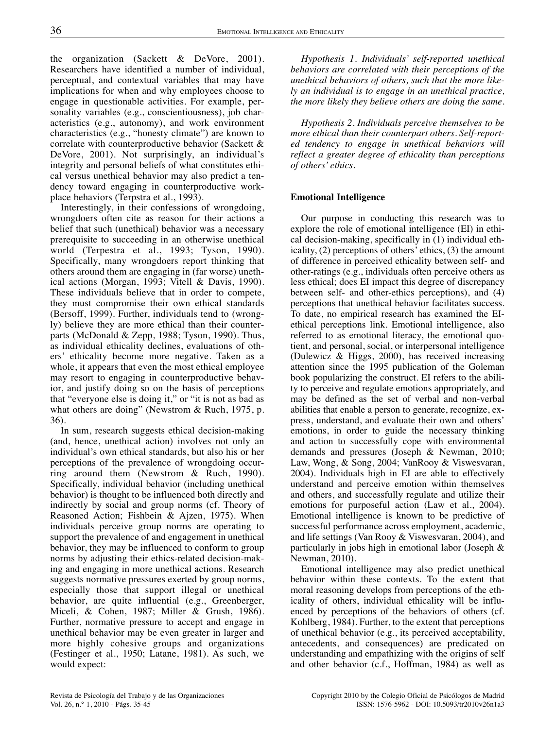the organization (Sackett & DeVore, 2001). Researchers have identified a number of individual, perceptual, and contextual variables that may have implications for when and why employees choose to engage in questionable activities. For example, personality variables (e.g., conscientiousness), job characteristics (e.g., autonomy), and work environment characteristics (e.g., "honesty climate") are known to correlate with counterproductive behavior (Sackett & DeVore, 2001). Not surprisingly, an individual's integrity and personal beliefs of what constitutes ethical versus unethical behavior may also predict a tendency toward engaging in counterproductive workplace behaviors (Terpstra et al., 1993).

Interestingly, in their confessions of wrongdoing, wrongdoers often cite as reason for their actions a belief that such (unethical) behavior was a necessary prerequisite to succeeding in an otherwise unethical world (Terpestra et al., 1993; Tyson, 1990). Specifically, many wrongdoers report thinking that others around them are engaging in (far worse) unethical actions (Morgan, 1993; Vitell & Davis, 1990). These individuals believe that in order to compete, they must compromise their own ethical standards (Bersoff, 1999). Further, individuals tend to (wrongly) believe they are more ethical than their counterparts (McDonald & Zepp, 1988; Tyson, 1990). Thus, as individual ethicality declines, evaluations of others' ethicality become more negative. Taken as a whole, it appears that even the most ethical employee may resort to engaging in counterproductive behavior, and justify doing so on the basis of perceptions that "everyone else is doing it," or "it is not as bad as what others are doing" (Newstrom & Ruch, 1975, p. 36).

In sum, research suggests ethical decision-making (and, hence, unethical action) involves not only an individual's own ethical standards, but also his or her perceptions of the prevalence of wrongdoing occurring around them (Newstrom & Ruch, 1990). Specifically, individual behavior (including unethical behavior) is thought to be influenced both directly and indirectly by social and group norms (cf. Theory of Reasoned Action; Fishbein & Ajzen, 1975). When individuals perceive group norms are operating to support the prevalence of and engagement in unethical behavior, they may be influenced to conform to group norms by adjusting their ethics-related decision-making and engaging in more unethical actions. Research suggests normative pressures exerted by group norms, especially those that support illegal or unethical behavior, are quite influential (e.g., Greenberger, Miceli, & Cohen, 1987; Miller & Grush, 1986). Further, normative pressure to accept and engage in unethical behavior may be even greater in larger and more highly cohesive groups and organizations (Festinger et al., 1950; Latane, 1981). As such, we would expect:

*Hypothesis 1. Individuals' self-reported unethical behaviors are correlated with their perceptions of the unethical behaviors of others, such that the more likely an individual is to engage in an unethical practice, the more likely they believe others are doing the same.*

*Hypothesis 2. Individuals perceive themselves to be more ethical than their counterpart others. Self-reported tendency to engage in unethical behaviors will reflect a greater degree of ethicality than perceptions of others' ethics.*

### Emotional Intelligence

Our purpose in conducting this research was to explore the role of emotional intelligence (EI) in ethical decision-making, specifically in (1) individual ethicality, (2) perceptions of others' ethics, (3) the amount of difference in perceived ethicality between self- and other-ratings (e.g., individuals often perceive others as less ethical; does EI impact this degree of discrepancy between self- and other-ethics perceptions), and (4) perceptions that unethical behavior facilitates success. To date, no empirical research has examined the EI-ethical perceptions link. Emotional intelligence, also referred to as emotional literacy, the emotional quotient, and personal, social, or interpersonal intelligence (Dulewicz & Higgs, 2000), has received increasing attention since the 1995 publication of the Goleman book popularizing the construct. EI refers to the ability to perceive and regulate emotions appropriately, and may be defined as the set of verbal and non-verbal abilities that enable a person to generate, recognize, express, understand, and evaluate their own and others' emotions, in order to guide the necessary thinking and action to successfully cope with environmental demands and pressures (Joseph & Newman, 2010; Law, Wong, & Song, 2004; VanRooy & Viswesvaran, 2004). Individuals high in EI are able to effectively understand and perceive emotion within themselves and others, and successfully regulate and utilize their emotions for purposeful action (Law et al., 2004). Emotional intelligence is known to be predictive of successful performance across employment, academic, and life settings (Van Rooy & Viswesvaran, 2004), and particularly in jobs high in emotional labor (Joseph & Newman, 2010).

Emotional intelligence may also predict unethical behavior within these contexts. To the extent that moral reasoning develops from perceptions of the ethicality of others, individual ethicality will be influenced by perceptions of the behaviors of others (cf. Kohlberg, 1984). Further, to the extent that perceptions of unethical behavior (e.g., its perceived acceptability, antecedents, and consequences) are predicated on understanding and empathizing with the origins of self and other behavior (c.f., Hoffman, 1984) as well as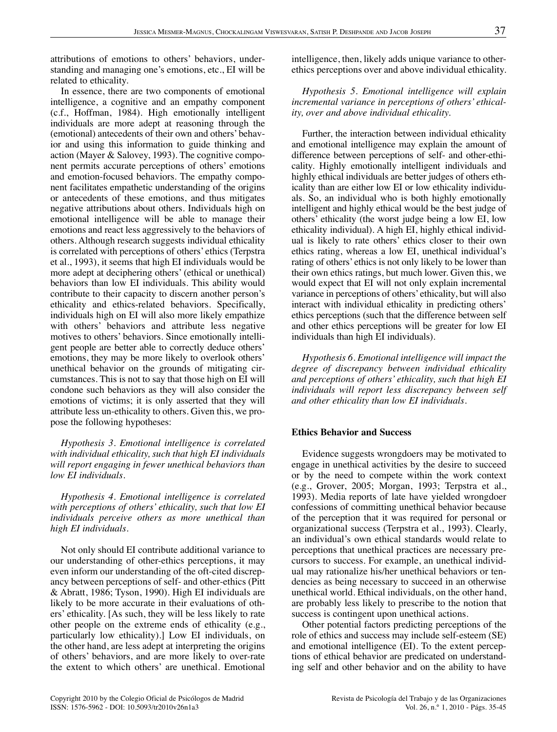attributions of emotions to others' behaviors, understanding and managing one's emotions, etc., EI will be related to ethicality.

In essence, there are two components of emotional intelligence, a cognitive and an empathy component (c.f., Hoffman, 1984). High emotionally intelligent individuals are more adept at reasoning through the (emotional) antecedents of their own and others' behavior and using this information to guide thinking and action (Mayer & Salovey, 1993). The cognitive component permits accurate perceptions of others' emotions and emotion-focused behaviors. The empathy component facilitates empathetic understanding of the origins or antecedents of these emotions, and thus mitigates negative attributions about others. Individuals high on emotional intelligence will be able to manage their emotions and react less aggressively to the behaviors of others. Although research suggests individual ethicality is correlated with perceptions of others' ethics (Terpstra et al., 1993), it seems that high EI individuals would be more adept at deciphering others' (ethical or unethical) behaviors than low EI individuals. This ability would contribute to their capacity to discern another person's ethicality and ethics-related behaviors. Specifically, individuals high on EI will also more likely empathize with others' behaviors and attribute less negative motives to others' behaviors. Since emotionally intelligent people are better able to correctly deduce others' emotions, they may be more likely to overlook others' unethical behavior on the grounds of mitigating circumstances. This is not to say that those high on EI will condone such behaviors as they will also consider the emotions of victims; it is only asserted that they will attribute less un-ethicality to others. Given this, we propose the following hypotheses:

*Hypothesis 3. Emotional intelligence is correlated with individual ethicality, such that high EI individuals will report engaging in fewer unethical behaviors than low EI individuals.*

*Hypothesis 4. Emotional intelligence is correlated with perceptions of others' ethicality, such that low EI individuals perceive others as more unethical than high EI individuals.*

Not only should EI contribute additional variance to our understanding of other-ethics perceptions, it may even inform our understanding of the oft-cited discrepancy between perceptions of self- and other-ethics (Pitt & Abratt, 1986; Tyson, 1990). High EI individuals are likely to be more accurate in their evaluations of others' ethicality. [As such, they will be less likely to rate other people on the extreme ends of ethicality (e.g., particularly low ethicality).] Low EI individuals, on the other hand, are less adept at interpreting the origins of others' behaviors, and are more likely to over-rate the extent to which others' are unethical. Emotional intelligence, then, likely adds unique variance to other-ethics perceptions over and above individual ethicality.

*Hypothesis 5. Emotional intelligence will explain incremental variance in perceptions of others' ethicality, over and above individual ethicality.*

Further, the interaction between individual ethicality and emotional intelligence may explain the amount of difference between perceptions of self- and other-ethicality. Highly emotionally intelligent individuals and highly ethical individuals are better judges of others ethicality than are either low EI or low ethicality individuals. So, an individual who is both highly emotionally intelligent and highly ethical would be the best judge of others' ethicality (the worst judge being a low EI, low ethicality individual). A high EI, highly ethical individual is likely to rate others' ethics closer to their own ethics rating, whereas a low EI, unethical individual's rating of others' ethics is not only likely to be lower than their own ethics ratings, but much lower. Given this, we would expect that EI will not only explain incremental variance in perceptions of others' ethicality, but will also interact with individual ethicality in predicting others' ethics perceptions (such that the difference between self and other ethics perceptions will be greater for low EI individuals than high EI individuals).

*Hypothesis 6. Emotional intelligence will impact the degree of discrepancy between individual ethicality and perceptions of others' ethicality, such that high EI individuals will report less discrepancy between self and other ethicality than low EI individuals.*

### Ethics Behavior and Success

Evidence suggests wrongdoers may be motivated to engage in unethical activities by the desire to succeed or by the need to compete within the work context (e.g., Grover, 2005; Morgan, 1993; Terpstra et al., 1993). Media reports of late have yielded wrongdoer confessions of committing unethical behavior because of the perception that it was required for personal or organizational success (Terpstra et al., 1993). Clearly, an individual's own ethical standards would relate to perceptions that unethical practices are necessary precursors to success. For example, an unethical individual may rationalize his/her unethical behaviors or tendencies as being necessary to succeed in an otherwise unethical world. Ethical individuals, on the other hand, are probably less likely to prescribe to the notion that success is contingent upon unethical actions.

Other potential factors predicting perceptions of the role of ethics and success may include self-esteem (SE) and emotional intelligence (EI). To the extent perceptions of ethical behavior are predicated on understanding self and other behavior and on the ability to have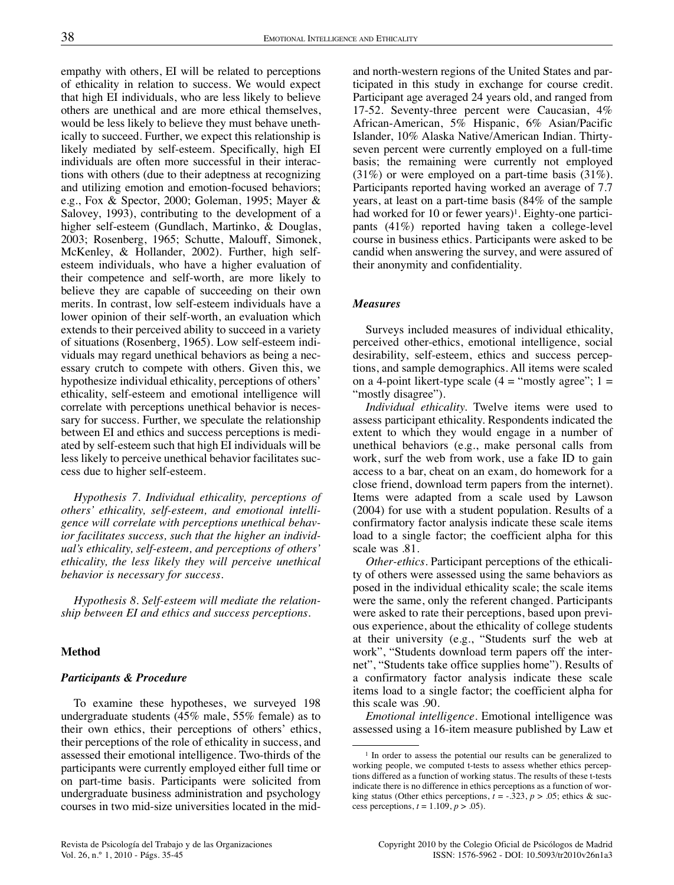empathy with others, EI will be related to perceptions of ethicality in relation to success. We would expect that high EI individuals, who are less likely to believe others are unethical and are more ethical themselves, would be less likely to believe they must behave unethically to succeed. Further, we expect this relationship is likely mediated by self-esteem. Specifically, high EI individuals are often more successful in their interactions with others (due to their adeptness at recognizing and utilizing emotion and emotion-focused behaviors; e.g., Fox & Spector, 2000; Goleman, 1995; Mayer & Salovey, 1993), contributing to the development of a higher self-esteem (Gundlach, Martinko, & Douglas, 2003; Rosenberg, 1965; Schutte, Malouff, Simonek, McKenley, & Hollander, 2002). Further, high self-esteem individuals, who have a higher evaluation of their competence and self-worth, are more likely to believe they are capable of succeeding on their own merits. In contrast, low self-esteem individuals have a lower opinion of their self-worth, an evaluation which extends to their perceived ability to succeed in a variety of situations (Rosenberg, 1965). Low self-esteem individuals may regard unethical behaviors as being a necessary crutch to compete with others. Given this, we hypothesize individual ethicality, perceptions of others' ethicality, self-esteem and emotional intelligence will correlate with perceptions unethical behavior is necessary for success. Further, we speculate the relationship between EI and ethics and success perceptions is mediated by self-esteem such that high EI individuals will be less likely to perceive unethical behavior facilitates success due to higher self-esteem.

*Hypothesis 7. Individual ethicality, perceptions of others' ethicality, self-esteem, and emotional intelligence will correlate with perceptions unethical behavior facilitates success, such that the higher an individual's ethicality, self-esteem, and perceptions of others' ethicality, the less likely they will perceive unethical behavior is necessary for success.*

*Hypothesis 8. Self-esteem will mediate the relationship between EI and ethics and success perceptions.*

## Method

### *Participants & Procedure*

To examine these hypotheses, we surveyed 198 undergraduate students (45% male, 55% female) as to their own ethics, their perceptions of others' ethics, their perceptions of the role of ethicality in success, and assessed their emotional intelligence. Two-thirds of the participants were currently employed either full time or on part-time basis. Participants were solicited from undergraduate business administration and psychology courses in two mid-size universities located in the mid- and north-western regions of the United States and participated in this study in exchange for course credit. Participant age averaged 24 years old, and ranged from 17-52. Seventy-three percent were Caucasian, 4% African-American, 5% Hispanic, 6% Asian/Pacific Islander, 10% Alaska Native/American Indian. Thirty-seven percent were currently employed on a full-time basis; the remaining were currently not employed (31%) or were employed on a part-time basis (31%). Participants reported having worked an average of 7.7 years, at least on a part-time basis (84% of the sample had worked for 10 or fewer years)[1]. Eighty-one participants (41%) reported having taken a college-level course in business ethics. Participants were asked to be candid when answering the survey, and were assured of their anonymity and confidentiality.

### *Measures*

Surveys included measures of individual ethicality, perceived other-ethics, emotional intelligence, social desirability, self-esteem, ethics and success perceptions, and sample demographics. All items were scaled on a 4-point likert-type scale (4 = "mostly agree"; 1 = "mostly disagree").

*Individual ethicality.* Twelve items were used to assess participant ethicality. Respondents indicated the extent to which they would engage in a number of unethical behaviors (e.g., make personal calls from work, surf the web from work, use a fake ID to gain access to a bar, cheat on an exam, do homework for a close friend, download term papers from the internet). Items were adapted from a scale used by Lawson (2004) for use with a student population. Results of a confirmatory factor analysis indicate these scale items load to a single factor; the coefficient alpha for this scale was .81.

*Other-ethics.* Participant perceptions of the ethicality of others were assessed using the same behaviors as posed in the individual ethicality scale; the scale items were the same, only the referent changed. Participants were asked to rate their perceptions, based upon previous experience, about the ethicality of college students at their university (e.g., "Students surf the web at work", "Students download term papers off the internet", "Students take office supplies home"). Results of a confirmatory factor analysis indicate these scale items load to a single factor; the coefficient alpha for this scale was .90.

*Emotional intelligence.* Emotional intelligence was assessed using a 16-item measure published by Law et

---

[1] In order to assess the potential our results can be generalized to working people, we computed t-tests to assess whether ethics perceptions differed as a function of working status. The results of these t-tests indicate there is no difference in ethics perceptions as a function of working status (Other ethics perceptions, $t = -.323$, $p > .05$; ethics & success perceptions, $t = 1.109$, $p > .05$).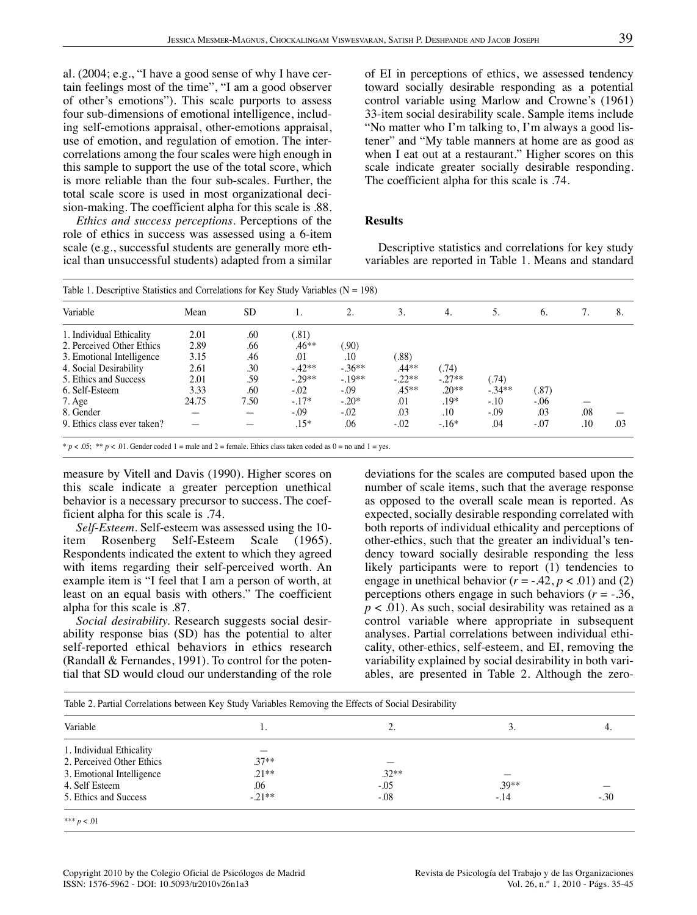al. (2004; e.g., "I have a good sense of why I have certain feelings most of the time", "I am a good observer of other's emotions"). This scale purports to assess four sub-dimensions of emotional intelligence, including self-emotions appraisal, other-emotions appraisal, use of emotion, and regulation of emotion. The intercorrelations among the four scales were high enough in this sample to support the use of the total score, which is more reliable than the four sub-scales. Further, the total scale score is used in most organizational decision-making. The coefficient alpha for this scale is .88.

*Ethics and success perceptions*. Perceptions of the role of ethics in success was assessed using a 6-item scale (e.g., successful students are generally more ethical than unsuccessful students) adapted from a similar measure by Vitell and Davis (1990). Higher scores on this scale indicate a greater perception unethical behavior is a necessary precursor to success. The coefficient alpha for this scale is .74.

*Self-Esteem*. Self-esteem was assessed using the 10-item Rosenberg Self-Esteem Scale (1965). Respondents indicated the extent to which they agreed with items regarding their self-perceived worth. An example item is "I feel that I am a person of worth, at least on an equal basis with others." The coefficient alpha for this scale is .87.

*Social desirability*. Research suggests social desirability response bias (SD) has the potential to alter self-reported ethical behaviors in ethics research (Randall & Fernandes, 1991). To control for the potential that SD would cloud our understanding of the role of EI in perceptions of ethics, we assessed tendency toward socially desirable responding as a potential control variable using Marlow and Crowne's (1961) 33-item social desirability scale. Sample items include "No matter who I'm talking to, I'm always a good listener" and "My table manners at home are as good as when I eat out at a restaurant." Higher scores on this scale indicate greater socially desirable responding. The coefficient alpha for this scale is .74.

## Results

Descriptive statistics and correlations for key study variables are reported in Table 1. Means and standard deviations for the scales are computed based upon the number of scale items, such that the average response as opposed to the overall scale mean is reported. As expected, socially desirable responding correlated with both reports of individual ethicality and perceptions of other-ethics, such that the greater an individual's tendency toward socially desirable responding the less likely participants were to report (1) tendencies to engage in unethical behavior ($r = -.42$, $p < .01$) and (2) perceptions others engage in such behaviors ($r = -.36$, $p < .01$). As such, social desirability was retained as a control variable where appropriate in subsequent analyses. Partial correlations between individual ethicality, other-ethics, self-esteem, and EI, removing the variability explained by social desirability in both variables, are presented in Table 2. Although the zero-

Table 1. Descriptive Statistics and Correlations for Key Study Variables (N = 198)

| Variable | Mean | SD | 1. | 2. | 3. | 4. | 5. | 6. | 7. | 8. |
|---|---|---|---|---|---|---|---|---|---|---|
| 1. Individual Ethicality | 2.01 | .60 | (.81) | | | | | | | |
| 2. Perceived Other Ethics | 2.89 | .66 | .46** | (.90) | | | | | | |
| 3. Emotional Intelligence | 3.15 | .46 | .01 | .10 | (.88) | | | | | |
| 4. Social Desirability | 2.61 | .30 | -.42** | -.36** | .44** | (.74) | | | | |
| 5. Ethics and Success | 2.01 | .59 | -.29** | -.19** | -.22** | -.27** | (.74) | | | |
| 6. Self-Esteem | 3.33 | .60 | -.02 | -.09 | .45** | .20** | -.34** | (.87) | | |
| 7. Age | 24.75 | 7.50 | -.17* | -.20* | .01 | .19* | -.10 | -.06 | — | |
| 8. Gender | — | — | -.09 | -.02 | .03 | .10 | -.09 | .03 | .08 | — |
| 9. Ethics class ever taken? | — | — | .15* | .06 | -.02 | -.16* | .04 | -.07 | .10 | .03 |

\* $p < .05$; \*\* $p < .01$. Gender coded 1 = male and 2 = female. Ethics class taken coded as 0 = no and 1 = yes.

Table 2. Partial Correlations between Key Study Variables Removing the Effects of Social Desirability

| Variable | 1. | 2. | 3. | 4. |
|---|---|---|---|---|
| 1. Individual Ethicality | — | | | |
| 2. Perceived Other Ethics | .37** | — | | |
| 3. Emotional Intelligence | .21** | .32** | — | |
| 4. Self Esteem | .06 | -.05 | .39** | — |
| 5. Ethics and Success | -.21** | -.08 | -.14 | -.30 |

\*\*\* $p < .01$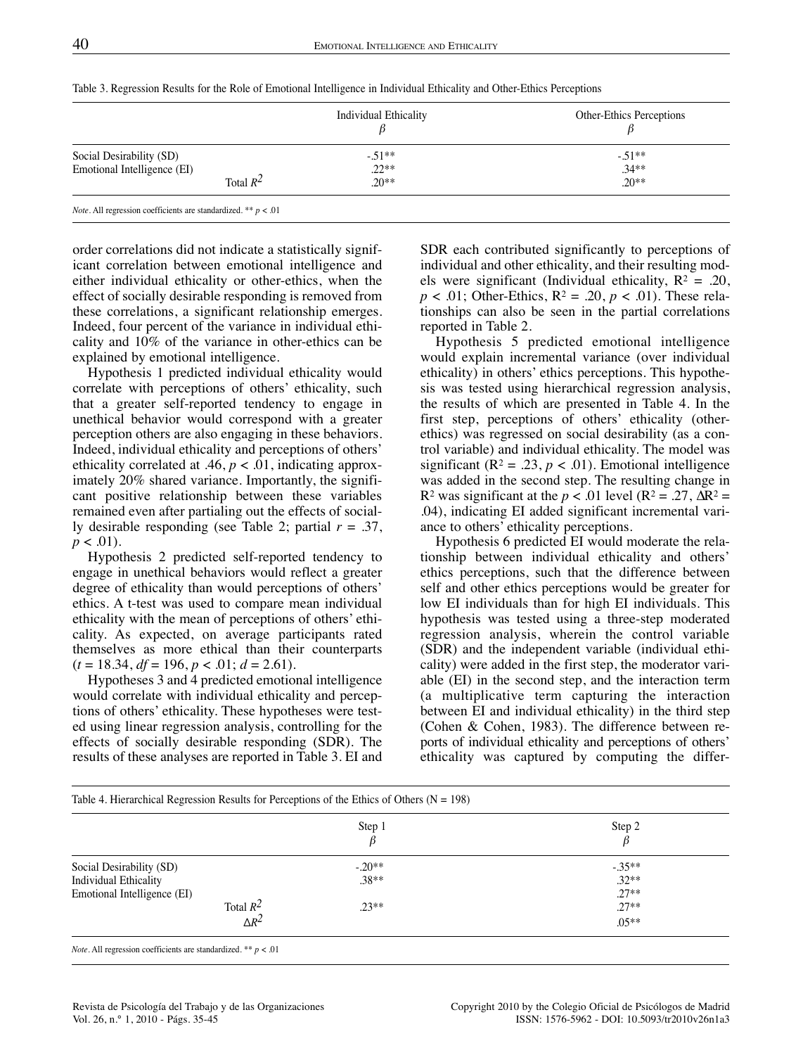Table 3. Regression Results for the Role of Emotional Intelligence in Individual Ethicality and Other-Ethics Perceptions

| | Individual Ethicality $\beta$ | Other-Ethics Perceptions $\beta$ |
|---|---|---|
| Social Desirability (SD) | -.51** | -.51** |
| Emotional Intelligence (EI) | .22** | .34** |
| Total $R^2$ | .20** | .20** |

*Note*. All regression coefficients are standardized. ** $p < .01$

order correlations did not indicate a statistically significant correlation between emotional intelligence and either individual ethicality or other-ethics, when the effect of socially desirable responding is removed from these correlations, a significant relationship emerges. Indeed, four percent of the variance in individual ethicality and 10% of the variance in other-ethics can be explained by emotional intelligence.

Hypothesis 1 predicted individual ethicality would correlate with perceptions of others' ethicality, such that a greater self-reported tendency to engage in unethical behavior would correspond with a greater perception others are also engaging in these behaviors. Indeed, individual ethicality and perceptions of others' ethicality correlated at .46, $p < .01$, indicating approximately 20% shared variance. Importantly, the significant positive relationship between these variables remained even after partialing out the effects of socially desirable responding (see Table 2; partial $r = .37$, $p < .01$).

Hypothesis 2 predicted self-reported tendency to engage in unethical behaviors would reflect a greater degree of ethicality than would perceptions of others' ethics. A t-test was used to compare mean individual ethicality with the mean of perceptions of others' ethicality. As expected, on average participants rated themselves as more ethical than their counterparts ($t = 18.34$, $df = 196$, $p < .01$; $d = 2.61$).

Hypotheses 3 and 4 predicted emotional intelligence would correlate with individual ethicality and perceptions of others' ethicality. These hypotheses were tested using linear regression analysis, controlling for the effects of socially desirable responding (SDR). The results of these analyses are reported in Table 3. EI and SDR each contributed significantly to perceptions of individual and other ethicality, and their resulting models were significant (Individual ethicality, $R^2 = .20$, $p < .01$; Other-Ethics, $R^2 = .20$, $p < .01$). These relationships can also be seen in the partial correlations reported in Table 2.

Hypothesis 5 predicted emotional intelligence would explain incremental variance (over individual ethicality) in others' ethics perceptions. This hypothesis was tested using hierarchical regression analysis, the results of which are presented in Table 4. In the first step, perceptions of others' ethicality (other-ethics) was regressed on social desirability (as a control variable) and individual ethicality. The model was significant ($R^2 = .23$, $p < .01$). Emotional intelligence was added in the second step. The resulting change in $R^2$ was significant at the $p < .01$ level ($R^2 = .27$, $\Delta R^2 = .04$), indicating EI added significant incremental variance to others' ethicality perceptions.

Hypothesis 6 predicted EI would moderate the relationship between individual ethicality and others' ethics perceptions, such that the difference between self and other ethics perceptions would be greater for low EI individuals than for high EI individuals. This hypothesis was tested using a three-step moderated regression analysis, wherein the control variable (SDR) and the independent variable (individual ethicality) were added in the first step, the moderator variable (EI) in the second step, and the interaction term (a multiplicative term capturing the interaction between EI and individual ethicality) in the third step (Cohen & Cohen, 1983). The difference between reports of individual ethicality and perceptions of others' ethicality was captured by computing the differ-

Table 4. Hierarchical Regression Results for Perceptions of the Ethics of Others (N = 198)

| | Step 1 $\beta$ | Step 2 $\beta$ |
|---|---|---|
| Social Desirability (SD) | -.20** | -.35** |
| Individual Ethicality | .38** | .32** |
| Emotional Intelligence (EI) | | .27** |
| Total $R^2$ | .23** | .27** |
| $\Delta R^2$ | | .05** |

*Note*. All regression coefficients are standardized. ** $p < .01$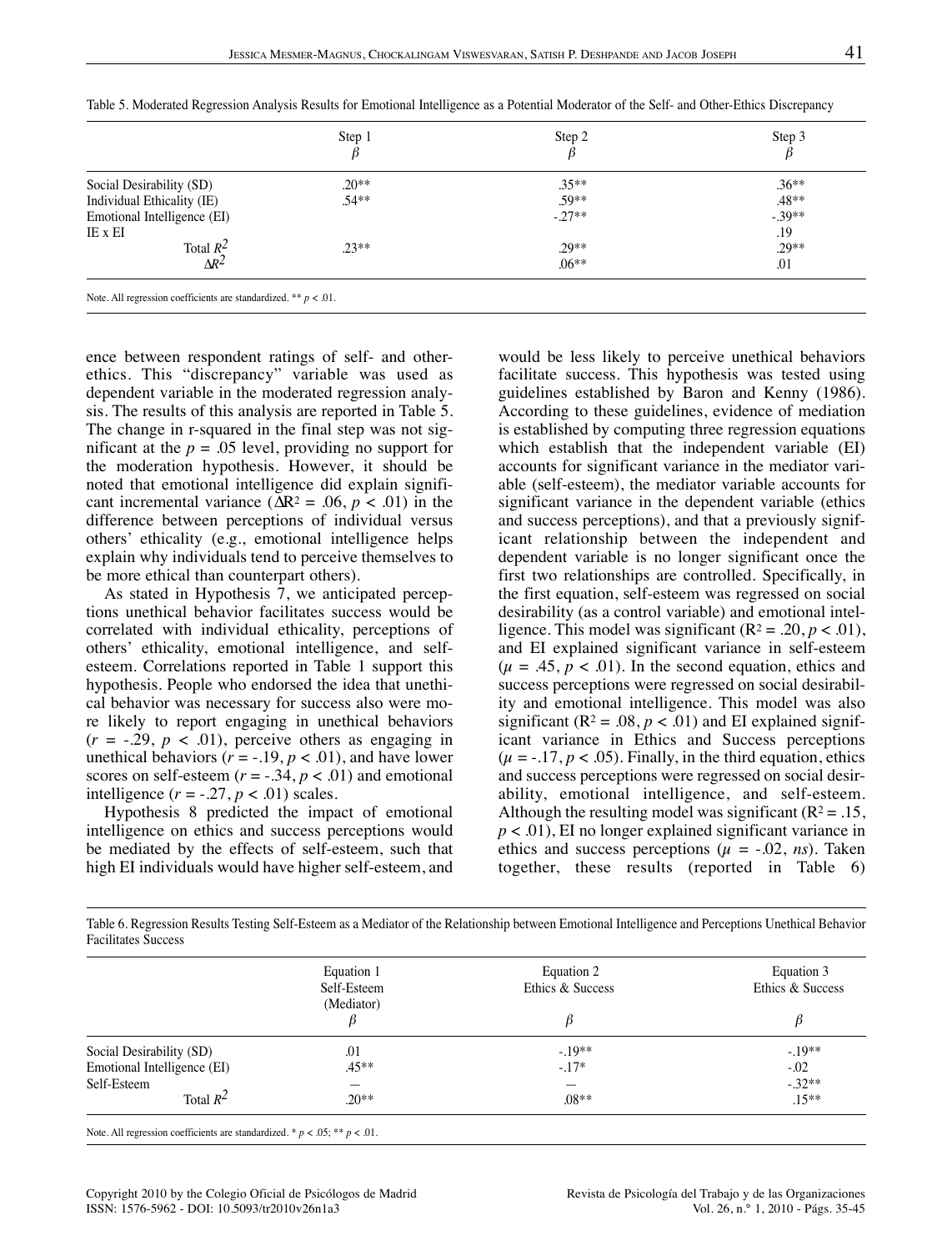Table 5. Moderated Regression Analysis Results for Emotional Intelligence as a Potential Moderator of the Self- and Other-Ethics Discrepancy

| | Step 1 $\beta$ | Step 2 $\beta$ | Step 3 $\beta$ |
|---|---|---|---|
| Social Desirability (SD) | .20** | .35** | .36** |
| Individual Ethicality (IE) | .54** | .59** | .48** |
| Emotional Intelligence (EI) | | -.27** | -.39** |
| IE x EI | | | .19 |
| Total $R^2$ | .23** | .29** | .29** |
| $\Delta R^2$ | | .06** | .01 |

Note. All regression coefficients are standardized. ** $p < .01$.

ence between respondent ratings of self- and other-ethics. This "discrepancy" variable was used as dependent variable in the moderated regression analysis. The results of this analysis are reported in Table 5. The change in r-squared in the final step was not significant at the $p = .05$ level, providing no support for the moderation hypothesis. However, it should be noted that emotional intelligence did explain significant incremental variance ($\Delta R^2 = .06$, $p < .01$) in the difference between perceptions of individual versus others' ethicality (e.g., emotional intelligence helps explain why individuals tend to perceive themselves to be more ethical than counterpart others).

As stated in Hypothesis 7, we anticipated perceptions unethical behavior facilitates success would be correlated with individual ethicality, perceptions of others' ethicality, emotional intelligence, and self-esteem. Correlations reported in Table 1 support this hypothesis. People who endorsed the idea that unethical behavior was necessary for success also were more likely to report engaging in unethical behaviors ($r = -.29$, $p < .01$), perceive others as engaging in unethical behaviors ($r = -.19$, $p < .01$), and have lower scores on self-esteem ($r = -.34$, $p < .01$) and emotional intelligence ($r = -.27$, $p < .01$) scales.

Hypothesis 8 predicted the impact of emotional intelligence on ethics and success perceptions would be mediated by the effects of self-esteem, such that high EI individuals would have higher self-esteem, and would be less likely to perceive unethical behaviors facilitate success. This hypothesis was tested using guidelines established by Baron and Kenny (1986). According to these guidelines, evidence of mediation is established by computing three regression equations which establish that the independent variable (EI) accounts for significant variance in the mediator variable (self-esteem), the mediator variable accounts for significant variance in the dependent variable (ethics and success perceptions), and that a previously significant relationship between the independent and dependent variable is no longer significant once the first two relationships are controlled. Specifically, in the first equation, self-esteem was regressed on social desirability (as a control variable) and emotional intelligence. This model was significant ($R^2 = .20$, $p < .01$), and EI explained significant variance in self-esteem ($\mu = .45$, $p < .01$). In the second equation, ethics and success perceptions were regressed on social desirability and emotional intelligence. This model was also significant ($R^2 = .08$, $p < .01$) and EI explained significant variance in Ethics and Success perceptions ($\mu = -.17$, $p < .05$). Finally, in the third equation, ethics and success perceptions were regressed on social desirability, emotional intelligence, and self-esteem. Although the resulting model was significant ($R^2 = .15$, $p < .01$), EI no longer explained significant variance in ethics and success perceptions ($\mu = -.02$, *ns*). Taken together, these results (reported in Table 6)

Table 6. Regression Results Testing Self-Esteem as a Mediator of the Relationship between Emotional Intelligence and Perceptions Unethical Behavior Facilitates Success

| | Equation 1 Self-Esteem (Mediator) $\beta$ | Equation 2 Ethics & Success $\beta$ | Equation 3 Ethics & Success $\beta$ |
|---|---|---|---|
| Social Desirability (SD) | .01 | -.19** | -.19** |
| Emotional Intelligence (EI) | .45** | -.17* | -.02 |
| Self-Esteem | — | — | -.32** |
| Total $R^2$ | .20** | .08** | .15** |

Note. All regression coefficients are standardized. * $p < .05$; ** $p < .01$.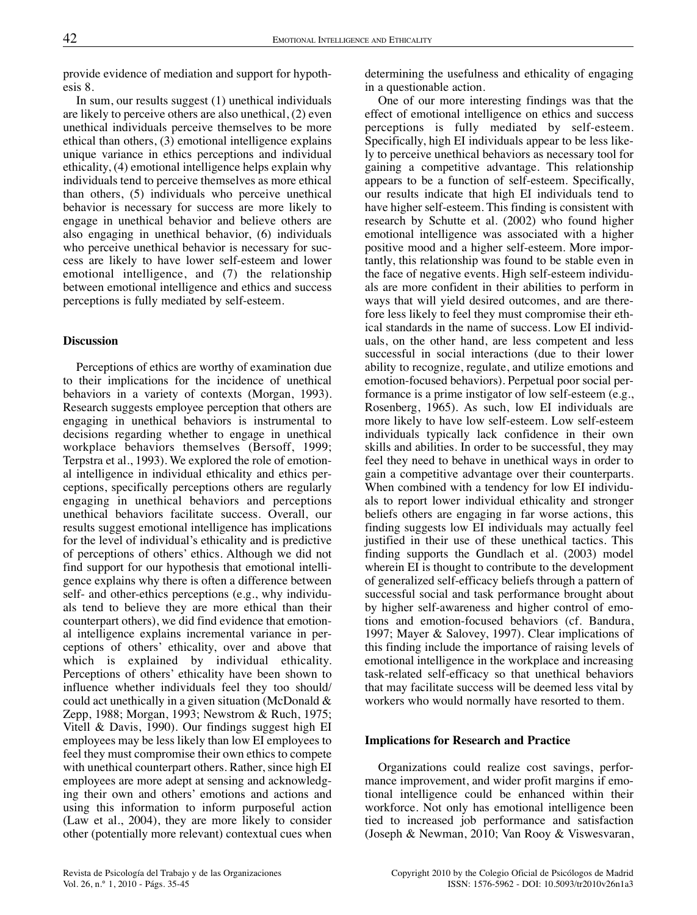provide evidence of mediation and support for hypothesis 8.

In sum, our results suggest (1) unethical individuals are likely to perceive others are also unethical, (2) even unethical individuals perceive themselves to be more ethical than others, (3) emotional intelligence explains unique variance in ethics perceptions and individual ethicality, (4) emotional intelligence helps explain why individuals tend to perceive themselves as more ethical than others, (5) individuals who perceive unethical behavior is necessary for success are more likely to engage in unethical behavior and believe others are also engaging in unethical behavior, (6) individuals who perceive unethical behavior is necessary for success are likely to have lower self-esteem and lower emotional intelligence, and (7) the relationship between emotional intelligence and ethics and success perceptions is fully mediated by self-esteem.

## Discussion

Perceptions of ethics are worthy of examination due to their implications for the incidence of unethical behaviors in a variety of contexts (Morgan, 1993). Research suggests employee perception that others are engaging in unethical behaviors is instrumental to decisions regarding whether to engage in unethical workplace behaviors themselves (Bersoff, 1999; Terpstra et al., 1993). We explored the role of emotional intelligence in individual ethicality and ethics perceptions, specifically perceptions others are regularly engaging in unethical behaviors and perceptions unethical behaviors facilitate success. Overall, our results suggest emotional intelligence has implications for the level of individual's ethicality and is predictive of perceptions of others' ethics. Although we did not find support for our hypothesis that emotional intelligence explains why there is often a difference between self- and other-ethics perceptions (e.g., why individuals tend to believe they are more ethical than their counterpart others), we did find evidence that emotional intelligence explains incremental variance in perceptions of others' ethicality, over and above that which is explained by individual ethicality. Perceptions of others' ethicality have been shown to influence whether individuals feel they too should/could act unethically in a given situation (McDonald & Zepp, 1988; Morgan, 1993; Newstrom & Ruch, 1975; Vitell & Davis, 1990). Our findings suggest high EI employees may be less likely than low EI employees to feel they must compromise their own ethics to compete with unethical counterpart others. Rather, since high EI employees are more adept at sensing and acknowledging their own and others' emotions and actions and using this information to inform purposeful action (Law et al., 2004), they are more likely to consider other (potentially more relevant) contextual cues when determining the usefulness and ethicality of engaging in a questionable action.

One of our more interesting findings was that the effect of emotional intelligence on ethics and success perceptions is fully mediated by self-esteem. Specifically, high EI individuals appear to be less likely to perceive unethical behaviors as necessary tool for gaining a competitive advantage. This relationship appears to be a function of self-esteem. Specifically, our results indicate that high EI individuals tend to have higher self-esteem. This finding is consistent with research by Schutte et al. (2002) who found higher emotional intelligence was associated with a higher positive mood and a higher self-esteem. More importantly, this relationship was found to be stable even in the face of negative events. High self-esteem individuals are more confident in their abilities to perform in ways that will yield desired outcomes, and are therefore less likely to feel they must compromise their ethical standards in the name of success. Low EI individuals, on the other hand, are less competent and less successful in social interactions (due to their lower ability to recognize, regulate, and utilize emotions and emotion-focused behaviors). Perpetual poor social performance is a prime instigator of low self-esteem (e.g., Rosenberg, 1965). As such, low EI individuals are more likely to have low self-esteem. Low self-esteem individuals typically lack confidence in their own skills and abilities. In order to be successful, they may feel they need to behave in unethical ways in order to gain a competitive advantage over their counterparts. When combined with a tendency for low EI individuals to report lower individual ethicality and stronger beliefs others are engaging in far worse actions, this finding suggests low EI individuals may actually feel justified in their use of these unethical tactics. This finding supports the Gundlach et al. (2003) model wherein EI is thought to contribute to the development of generalized self-efficacy beliefs through a pattern of successful social and task performance brought about by higher self-awareness and higher control of emotions and emotion-focused behaviors (cf. Bandura, 1997; Mayer & Salovey, 1997). Clear implications of this finding include the importance of raising levels of emotional intelligence in the workplace and increasing task-related self-efficacy so that unethical behaviors that may facilitate success will be deemed less vital by workers who would normally have resorted to them.

## Implications for Research and Practice

Organizations could realize cost savings, performance improvement, and wider profit margins if emotional intelligence could be enhanced within their workforce. Not only has emotional intelligence been tied to increased job performance and satisfaction (Joseph & Newman, 2010; Van Rooy & Viswesvaran,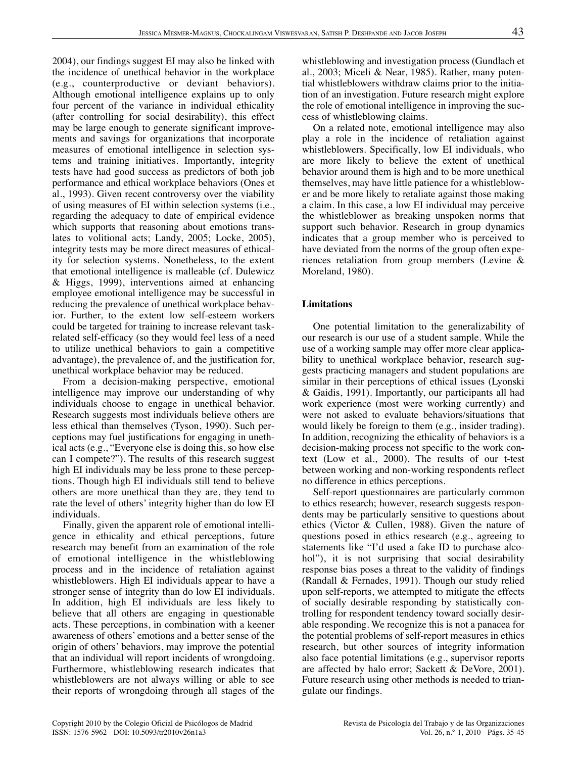2004), our findings suggest EI may also be linked with the incidence of unethical behavior in the workplace (e.g., counterproductive or deviant behaviors). Although emotional intelligence explains up to only four percent of the variance in individual ethicality (after controlling for social desirability), this effect may be large enough to generate significant improvements and savings for organizations that incorporate measures of emotional intelligence in selection systems and training initiatives. Importantly, integrity tests have had good success as predictors of both job performance and ethical workplace behaviors (Ones et al., 1993). Given recent controversy over the viability of using measures of EI within selection systems (i.e., regarding the adequacy to date of empirical evidence which supports that reasoning about emotions translates to volitional acts; Landy, 2005; Locke, 2005), integrity tests may be more direct measures of ethicality for selection systems. Nonetheless, to the extent that emotional intelligence is malleable (cf. Dulewicz & Higgs, 1999), interventions aimed at enhancing employee emotional intelligence may be successful in reducing the prevalence of unethical workplace behavior. Further, to the extent low self-esteem workers could be targeted for training to increase relevant task-related self-efficacy (so they would feel less of a need to utilize unethical behaviors to gain a competitive advantage), the prevalence of, and the justification for, unethical workplace behavior may be reduced.

From a decision-making perspective, emotional intelligence may improve our understanding of why individuals choose to engage in unethical behavior. Research suggests most individuals believe others are less ethical than themselves (Tyson, 1990). Such perceptions may fuel justifications for engaging in unethical acts (e.g., "Everyone else is doing this, so how else can I compete?"). The results of this research suggest high EI individuals may be less prone to these perceptions. Though high EI individuals still tend to believe others are more unethical than they are, they tend to rate the level of others' integrity higher than do low EI individuals.

Finally, given the apparent role of emotional intelligence in ethicality and ethical perceptions, future research may benefit from an examination of the role of emotional intelligence in the whistleblowing process and in the incidence of retaliation against whistleblowers. High EI individuals appear to have a stronger sense of integrity than do low EI individuals. In addition, high EI individuals are less likely to believe that all others are engaging in questionable acts. These perceptions, in combination with a keener awareness of others' emotions and a better sense of the origin of others' behaviors, may improve the potential that an individual will report incidents of wrongdoing. Furthermore, whistleblowing research indicates that whistleblowers are not always willing or able to see their reports of wrongdoing through all stages of the whistleblowing and investigation process (Gundlach et al., 2003; Miceli & Near, 1985). Rather, many potential whistleblowers withdraw claims prior to the initiation of an investigation. Future research might explore the role of emotional intelligence in improving the success of whistleblowing claims.

On a related note, emotional intelligence may also play a role in the incidence of retaliation against whistleblowers. Specifically, low EI individuals, who are more likely to believe the extent of unethical behavior around them is high and to be more unethical themselves, may have little patience for a whistleblower and be more likely to retaliate against those making a claim. In this case, a low EI individual may perceive the whistleblower as breaking unspoken norms that support such behavior. Research in group dynamics indicates that a group member who is perceived to have deviated from the norms of the group often experiences retaliation from group members (Levine & Moreland, 1980).

## Limitations

One potential limitation to the generalizability of our research is our use of a student sample. While the use of a working sample may offer more clear applicability to unethical workplace behavior, research suggests practicing managers and student populations are similar in their perceptions of ethical issues (Lyonski & Gaidis, 1991). Importantly, our participants all had work experience (most were working currently) and were not asked to evaluate behaviors/situations that would likely be foreign to them (e.g., insider trading). In addition, recognizing the ethicality of behaviors is a decision-making process not specific to the work context (Low et al., 2000). The results of our t-test between working and non-working respondents reflect no difference in ethics perceptions.

Self-report questionnaires are particularly common to ethics research; however, research suggests respondents may be particularly sensitive to questions about ethics (Victor & Cullen, 1988). Given the nature of questions posed in ethics research (e.g., agreeing to statements like "I'd used a fake ID to purchase alcohol"), it is not surprising that social desirability response bias poses a threat to the validity of findings (Randall & Fernades, 1991). Though our study relied upon self-reports, we attempted to mitigate the effects of socially desirable responding by statistically controlling for respondent tendency toward socially desirable responding. We recognize this is not a panacea for the potential problems of self-report measures in ethics research, but other sources of integrity information also face potential limitations (e.g., supervisor reports are affected by halo error; Sackett & DeVore, 2001). Future research using other methods is needed to triangulate our findings.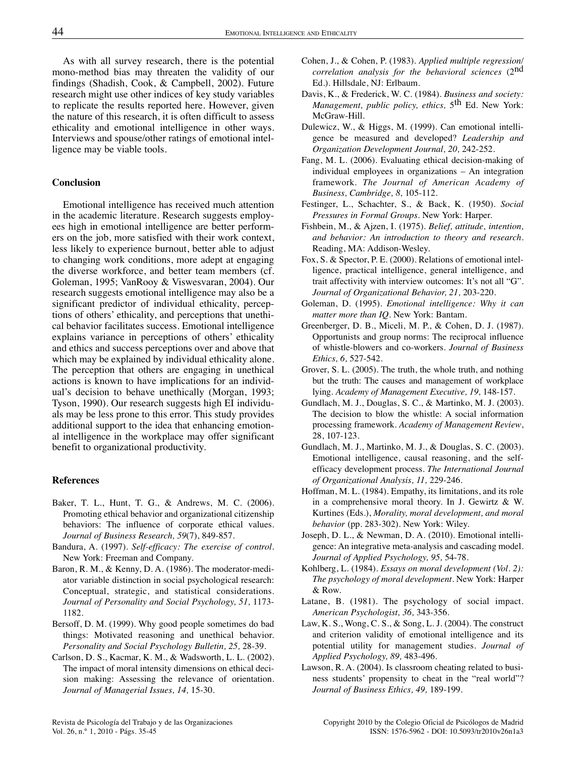As with all survey research, there is the potential mono-method bias may threaten the validity of our findings (Shadish, Cook, & Campbell, 2002). Future research might use other indices of key study variables to replicate the results reported here. However, given the nature of this research, it is often difficult to assess ethicality and emotional intelligence in other ways. Interviews and spouse/other ratings of emotional intelligence may be viable tools.

## Conclusion

Emotional intelligence has received much attention in the academic literature. Research suggests employees high in emotional intelligence are better performers on the job, more satisfied with their work context, less likely to experience burnout, better able to adjust to changing work conditions, more adept at engaging the diverse workforce, and better team members (cf. Goleman, 1995; VanRooy & Viswesvaran, 2004). Our research suggests emotional intelligence may also be a significant predictor of individual ethicality, perceptions of others' ethicality, and perceptions that unethical behavior facilitates success. Emotional intelligence explains variance in perceptions of others' ethicality and ethics and success perceptions over and above that which may be explained by individual ethicality alone. The perception that others are engaging in unethical actions is known to have implications for an individual's decision to behave unethically (Morgan, 1993; Tyson, 1990). Our research suggests high EI individuals may be less prone to this error. This study provides additional support to the idea that enhancing emotional intelligence in the workplace may offer significant benefit to organizational productivity.

## References

Baker, T. L., Hunt, T. G., & Andrews, M. C. (2006). Promoting ethical behavior and organizational citizenship behaviors: The influence of corporate ethical values. *Journal of Business Research, 59*(7), 849-857.

Bandura, A. (1997). *Self-efficacy: The exercise of control*. New York: Freeman and Company.

Baron, R. M., & Kenny, D. A. (1986). The moderator-mediator variable distinction in social psychological research: Conceptual, strategic, and statistical considerations. *Journal of Personality and Social Psychology, 51,* 1173-1182.

Bersoff, D. M. (1999). Why good people sometimes do bad things: Motivated reasoning and unethical behavior. *Personality and Social Psychology Bulletin, 25,* 28-39.

Carlson, D. S., Kacmar, K. M., & Wadsworth, L. L. (2002). The impact of moral intensity dimensions on ethical decision making: Assessing the relevance of orientation. *Journal of Managerial Issues, 14,* 15-30.

Cohen, J., & Cohen, P. (1983). *Applied multiple regression/correlation analysis for the behavioral sciences* (2nd Ed.). Hillsdale, NJ: Erlbaum.

Davis, K., & Frederick, W. C. (1984). *Business and society: Management, public policy, ethics,* 5th Ed. New York: McGraw-Hill.

Dulewicz, W., & Higgs, M. (1999). Can emotional intelligence be measured and developed? *Leadership and Organization Development Journal, 20,* 242-252.

Fang, M. L. (2006). Evaluating ethical decision-making of individual employees in organizations – An integration framework. *The Journal of American Academy of Business, Cambridge, 8,* 105-112.

Festinger, L., Schachter, S., & Back, K. (1950). *Social Pressures in Formal Groups*. New York: Harper.

Fishbein, M., & Ajzen, I. (1975). *Belief, attitude, intention, and behavior: An introduction to theory and research*. Reading, MA: Addison-Wesley.

Fox, S. & Spector, P. E. (2000). Relations of emotional intelligence, practical intelligence, general intelligence, and trait affectivity with interview outcomes: It's not all "G". *Journal of Organizational Behavior, 21,* 203-220.

Goleman, D. (1995). *Emotional intelligence: Why it can matter more than IQ*. New York: Bantam.

Greenberger, D. B., Miceli, M. P., & Cohen, D. J. (1987). Opportunists and group norms: The reciprocal influence of whistle-blowers and co-workers. *Journal of Business Ethics, 6,* 527-542.

Grover, S. L. (2005). The truth, the whole truth, and nothing but the truth: The causes and management of workplace lying. *Academy of Management Executive, 19,* 148-157.

Gundlach, M. J., Douglas, S. C., & Martinko, M. J. (2003). The decision to blow the whistle: A social information processing framework. *Academy of Management Review*, 28, 107-123.

Gundlach, M. J., Martinko, M. J., & Douglas, S. C. (2003). Emotional intelligence, causal reasoning, and the self-efficacy development process. *The International Journal of Organizational Analysis, 11,* 229-246.

Hoffman, M. L. (1984). Empathy, its limitations, and its role in a comprehensive moral theory. In J. Gewirtz & W. Kurtines (Eds.), *Morality, moral development, and moral behavior* (pp. 283-302). New York: Wiley.

Joseph, D. L., & Newman, D. A. (2010). Emotional intelligence: An integrative meta-analysis and cascading model. *Journal of Applied Psychology, 95,* 54-78.

Kohlberg, L. (1984). *Essays on moral development (Vol. 2): The psychology of moral development*. New York: Harper & Row.

Latane, B. (1981). The psychology of social impact. *American Psychologist, 36,* 343-356.

Law, K. S., Wong, C. S., & Song, L. J. (2004). The construct and criterion validity of emotional intelligence and its potential utility for management studies. *Journal of Applied Psychology, 89,* 483-496.

Lawson, R. A. (2004). Is classroom cheating related to business students' propensity to cheat in the "real world"? *Journal of Business Ethics, 49,* 189-199.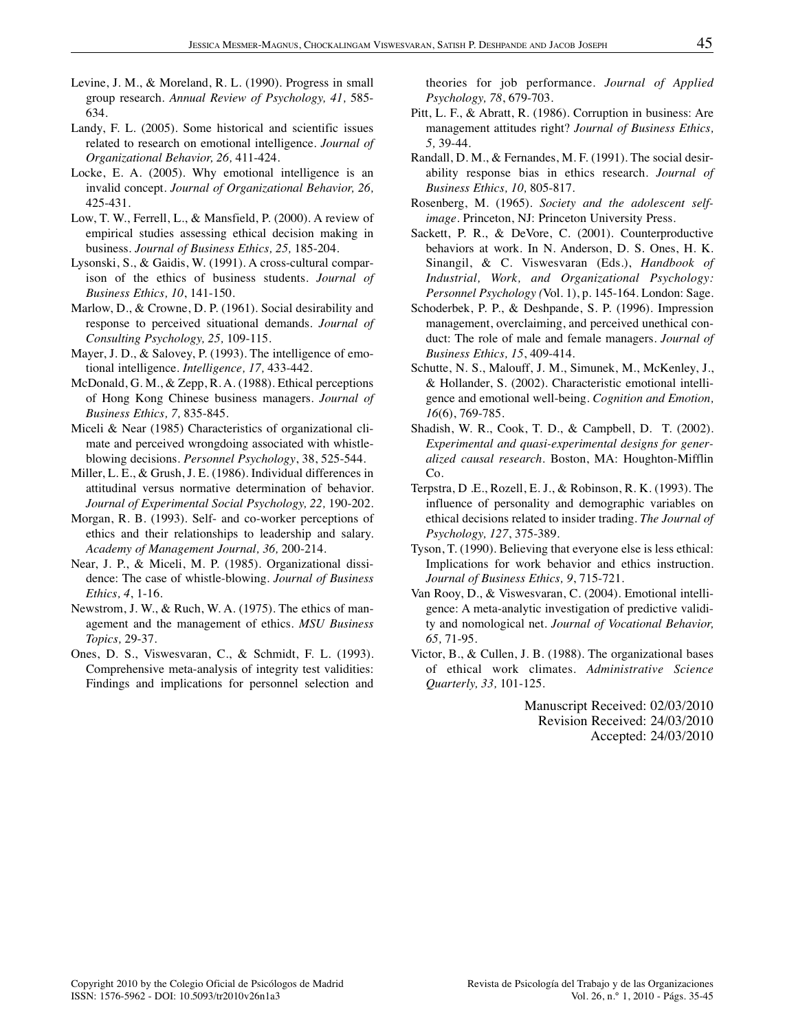Levine, J. M., & Moreland, R. L. (1990). Progress in small group research. *Annual Review of Psychology, 41,* 585-634.

Landy, F. L. (2005). Some historical and scientific issues related to research on emotional intelligence. *Journal of Organizational Behavior, 26,* 411-424.

Locke, E. A. (2005). Why emotional intelligence is an invalid concept. *Journal of Organizational Behavior, 26,* 425-431.

Low, T. W., Ferrell, L., & Mansfield, P. (2000). A review of empirical studies assessing ethical decision making in business. *Journal of Business Ethics, 25,* 185-204.

Lysonski, S., & Gaidis, W. (1991). A cross-cultural comparison of the ethics of business students. *Journal of Business Ethics, 10*, 141-150.

Marlow, D., & Crowne, D. P. (1961). Social desirability and response to perceived situational demands. *Journal of Consulting Psychology, 25,* 109-115.

Mayer, J. D., & Salovey, P. (1993). The intelligence of emotional intelligence. *Intelligence, 17,* 433-442.

McDonald, G. M., & Zepp, R. A. (1988). Ethical perceptions of Hong Kong Chinese business managers. *Journal of Business Ethics, 7,* 835-845.

Miceli & Near (1985) Characteristics of organizational climate and perceived wrongdoing associated with whistleblowing decisions. *Personnel Psychology*, 38, 525-544.

Miller, L. E., & Grush, J. E. (1986). Individual differences in attitudinal versus normative determination of behavior. *Journal of Experimental Social Psychology, 22,* 190-202.

Morgan, R. B. (1993). Self- and co-worker perceptions of ethics and their relationships to leadership and salary. *Academy of Management Journal, 36,* 200-214.

Near, J. P., & Miceli, M. P. (1985). Organizational dissidence: The case of whistle-blowing. *Journal of Business Ethics, 4*, 1-16.

Newstrom, J. W., & Ruch, W. A. (1975). The ethics of management and the management of ethics. *MSU Business Topics,* 29-37.

Ones, D. S., Viswesvaran, C., & Schmidt, F. L. (1993). Comprehensive meta-analysis of integrity test validities: Findings and implications for personnel selection and theories for job performance. *Journal of Applied Psychology, 78*, 679-703.

Pitt, L. F., & Abratt, R. (1986). Corruption in business: Are management attitudes right? *Journal of Business Ethics, 5,* 39-44.

Randall, D. M., & Fernandes, M. F. (1991). The social desirability response bias in ethics research. *Journal of Business Ethics, 10,* 805-817.

Rosenberg, M. (1965). *Society and the adolescent self-image*. Princeton, NJ: Princeton University Press.

Sackett, P. R., & DeVore, C. (2001). Counterproductive behaviors at work. In N. Anderson, D. S. Ones, H. K. Sinangil, & C. Viswesvaran (Eds.), *Handbook of Industrial, Work, and Organizational Psychology: Personnel Psychology (*Vol. 1), p. 145-164. London: Sage.

Schoderbek, P. P., & Deshpande, S. P. (1996). Impression management, overclaiming, and perceived unethical conduct: The role of male and female managers. *Journal of Business Ethics, 15*, 409-414.

Schutte, N. S., Malouff, J. M., Simunek, M., McKenley, J., & Hollander, S. (2002). Characteristic emotional intelligence and emotional well-being. *Cognition and Emotion, 16*(6), 769-785.

Shadish, W. R., Cook, T. D., & Campbell, D. T. (2002). *Experimental and quasi-experimental designs for generalized causal research*. Boston, MA: Houghton-Mifflin Co.

Terpstra, D .E., Rozell, E. J., & Robinson, R. K. (1993). The influence of personality and demographic variables on ethical decisions related to insider trading. *The Journal of Psychology, 127*, 375-389.

Tyson, T. (1990). Believing that everyone else is less ethical: Implications for work behavior and ethics instruction. *Journal of Business Ethics, 9*, 715-721.

Van Rooy, D., & Viswesvaran, C. (2004). Emotional intelligence: A meta-analytic investigation of predictive validity and nomological net. *Journal of Vocational Behavior, 65,* 71-95.

Victor, B., & Cullen, J. B. (1988). The organizational bases of ethical work climates. *Administrative Science Quarterly, 33,* 101-125.

Manuscript Received: 02/03/2010
Revision Received: 24/03/2010
Accepted: 24/03/2010